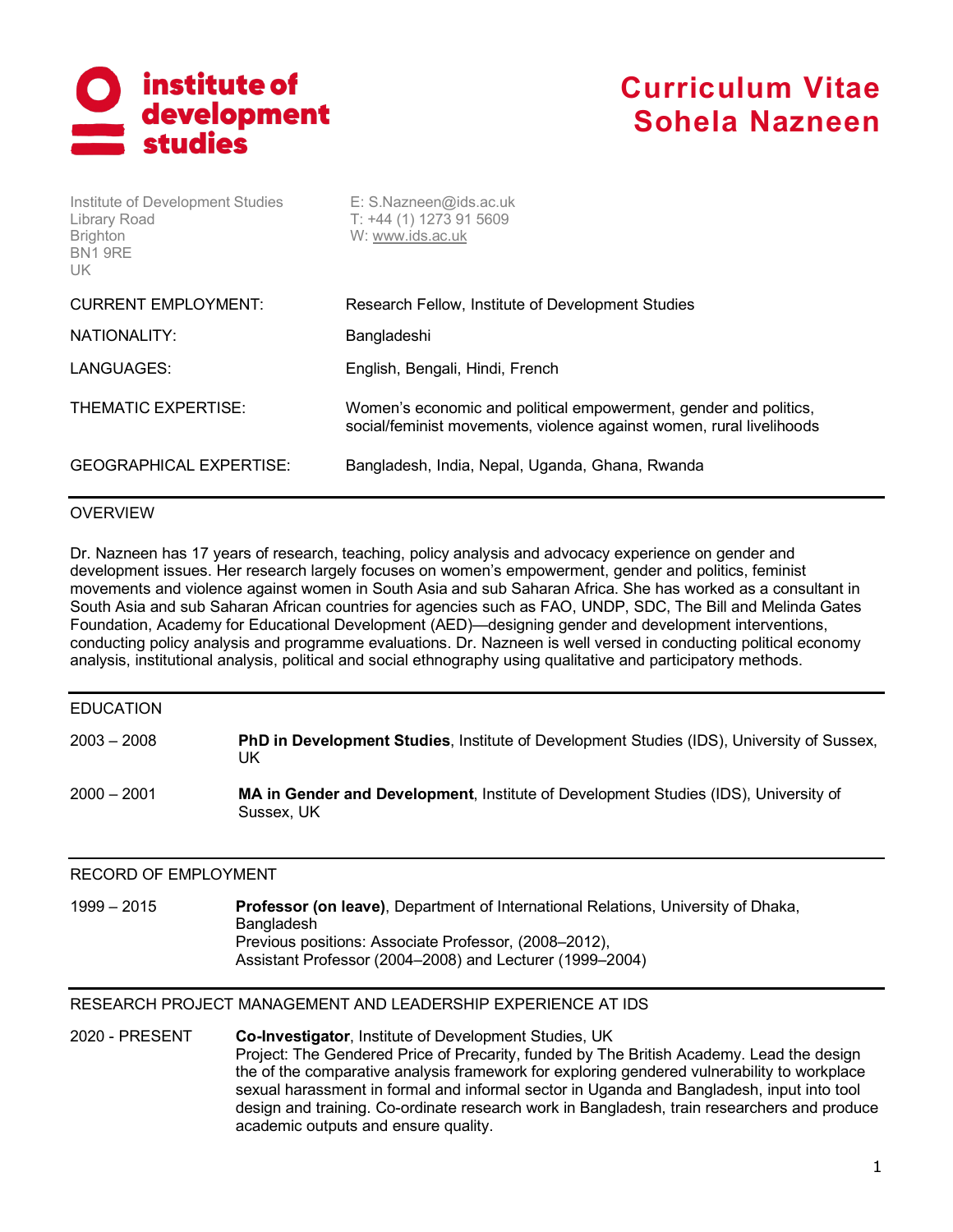institute of development studies

# Curriculum Vitae
# Sohela Nazneen

Institute of Development Studies
Library Road
Brighton
BN1 9RE
UK

E: S.Nazneen@ids.ac.uk
T: +44 (1) 1273 91 5609
W: www.ids.ac.uk

| | |
|---|---|
| CURRENT EMPLOYMENT: | Research Fellow, Institute of Development Studies |
| NATIONALITY: | Bangladeshi |
| LANGUAGES: | English, Bengali, Hindi, French |
| THEMATIC EXPERTISE: | Women's economic and political empowerment, gender and politics, social/feminist movements, violence against women, rural livelihoods |
| GEOGRAPHICAL EXPERTISE: | Bangladesh, India, Nepal, Uganda, Ghana, Rwanda |

## OVERVIEW

Dr. Nazneen has 17 years of research, teaching, policy analysis and advocacy experience on gender and development issues. Her research largely focuses on women's empowerment, gender and politics, feminist movements and violence against women in South Asia and sub Saharan Africa. She has worked as a consultant in South Asia and sub Saharan African countries for agencies such as FAO, UNDP, SDC, The Bill and Melinda Gates Foundation, Academy for Educational Development (AED)—designing gender and development interventions, conducting policy analysis and programme evaluations. Dr. Nazneen is well versed in conducting political economy analysis, institutional analysis, political and social ethnography using qualitative and participatory methods.

## EDUCATION

2003 – 2008 **PhD in Development Studies**, Institute of Development Studies (IDS), University of Sussex, UK

2000 – 2001 **MA in Gender and Development**, Institute of Development Studies (IDS), University of Sussex, UK

## RECORD OF EMPLOYMENT

1999 – 2015 **Professor (on leave)**, Department of International Relations, University of Dhaka, Bangladesh
Previous positions: Associate Professor, (2008–2012),
Assistant Professor (2004–2008) and Lecturer (1999–2004)

## RESEARCH PROJECT MANAGEMENT AND LEADERSHIP EXPERIENCE AT IDS

2020 - PRESENT **Co-Investigator**, Institute of Development Studies, UK
Project: The Gendered Price of Precarity, funded by The British Academy. Lead the design the of the comparative analysis framework for exploring gendered vulnerability to workplace sexual harassment in formal and informal sector in Uganda and Bangladesh, input into tool design and training. Co-ordinate research work in Bangladesh, train researchers and produce academic outputs and ensure quality.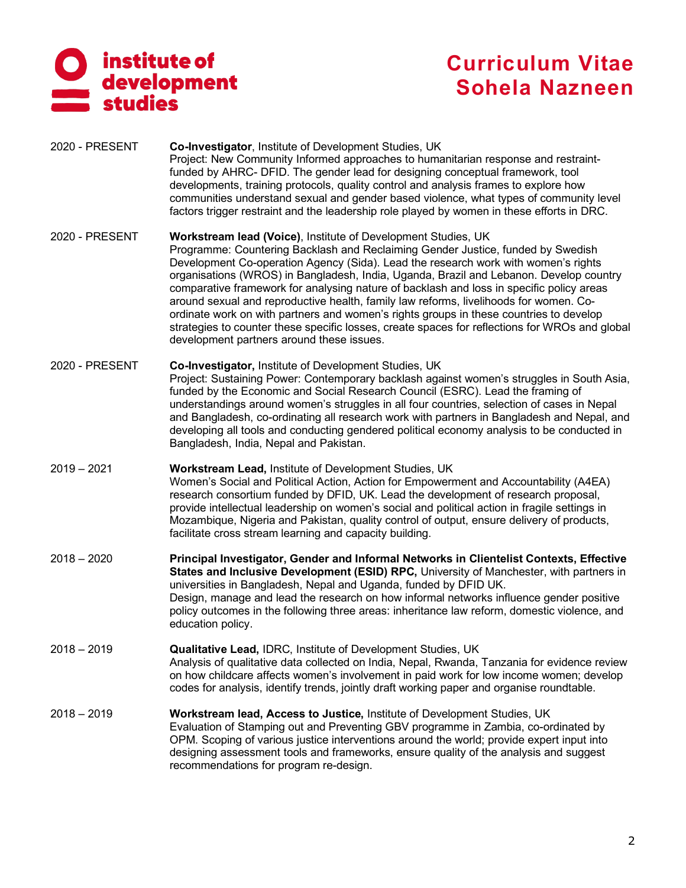| | |
|---|---|
| 2020 - PRESENT | **Co-Investigator**, Institute of Development Studies, UK<br>Project: New Community Informed approaches to humanitarian response and restraint-funded by AHRC- DFID. The gender lead for designing conceptual framework, tool developments, training protocols, quality control and analysis frames to explore how communities understand sexual and gender based violence, what types of community level factors trigger restraint and the leadership role played by women in these efforts in DRC. |
| 2020 - PRESENT | **Workstream lead (Voice)**, Institute of Development Studies, UK<br>Programme: Countering Backlash and Reclaiming Gender Justice, funded by Swedish Development Co-operation Agency (Sida). Lead the research work with women's rights organisations (WROS) in Bangladesh, India, Uganda, Brazil and Lebanon. Develop country comparative framework for analysing nature of backlash and loss in specific policy areas around sexual and reproductive health, family law reforms, livelihoods for women. Co-ordinate work on with partners and women's rights groups in these countries to develop strategies to counter these specific losses, create spaces for reflections for WROs and global development partners around these issues. |
| 2020 - PRESENT | **Co-Investigator,** Institute of Development Studies, UK<br>Project: Sustaining Power: Contemporary backlash against women's struggles in South Asia, funded by the Economic and Social Research Council (ESRC). Lead the framing of understandings around women's struggles in all four countries, selection of cases in Nepal and Bangladesh, co-ordinating all research work with partners in Bangladesh and Nepal, and developing all tools and conducting gendered political economy analysis to be conducted in Bangladesh, India, Nepal and Pakistan. |
| 2019 – 2021 | **Workstream Lead,** Institute of Development Studies, UK<br>Women's Social and Political Action, Action for Empowerment and Accountability (A4EA) research consortium funded by DFID, UK. Lead the development of research proposal, provide intellectual leadership on women's social and political action in fragile settings in Mozambique, Nigeria and Pakistan, quality control of output, ensure delivery of products, facilitate cross stream learning and capacity building. |
| 2018 – 2020 | **Principal Investigator, Gender and Informal Networks in Clientelist Contexts, Effective States and Inclusive Development (ESID) RPC,** University of Manchester, with partners in universities in Bangladesh, Nepal and Uganda, funded by DFID UK.<br>Design, manage and lead the research on how informal networks influence gender positive policy outcomes in the following three areas: inheritance law reform, domestic violence, and education policy. |
| 2018 – 2019 | **Qualitative Lead,** IDRC, Institute of Development Studies, UK<br>Analysis of qualitative data collected on India, Nepal, Rwanda, Tanzania for evidence review on how childcare affects women's involvement in paid work for low income women; develop codes for analysis, identify trends, jointly draft working paper and organise roundtable. |
| 2018 – 2019 | **Workstream lead, Access to Justice,** Institute of Development Studies, UK<br>Evaluation of Stamping out and Preventing GBV programme in Zambia, co-ordinated by OPM. Scoping of various justice interventions around the world; provide expert input into designing assessment tools and frameworks, ensure quality of the analysis and suggest recommendations for program re-design. |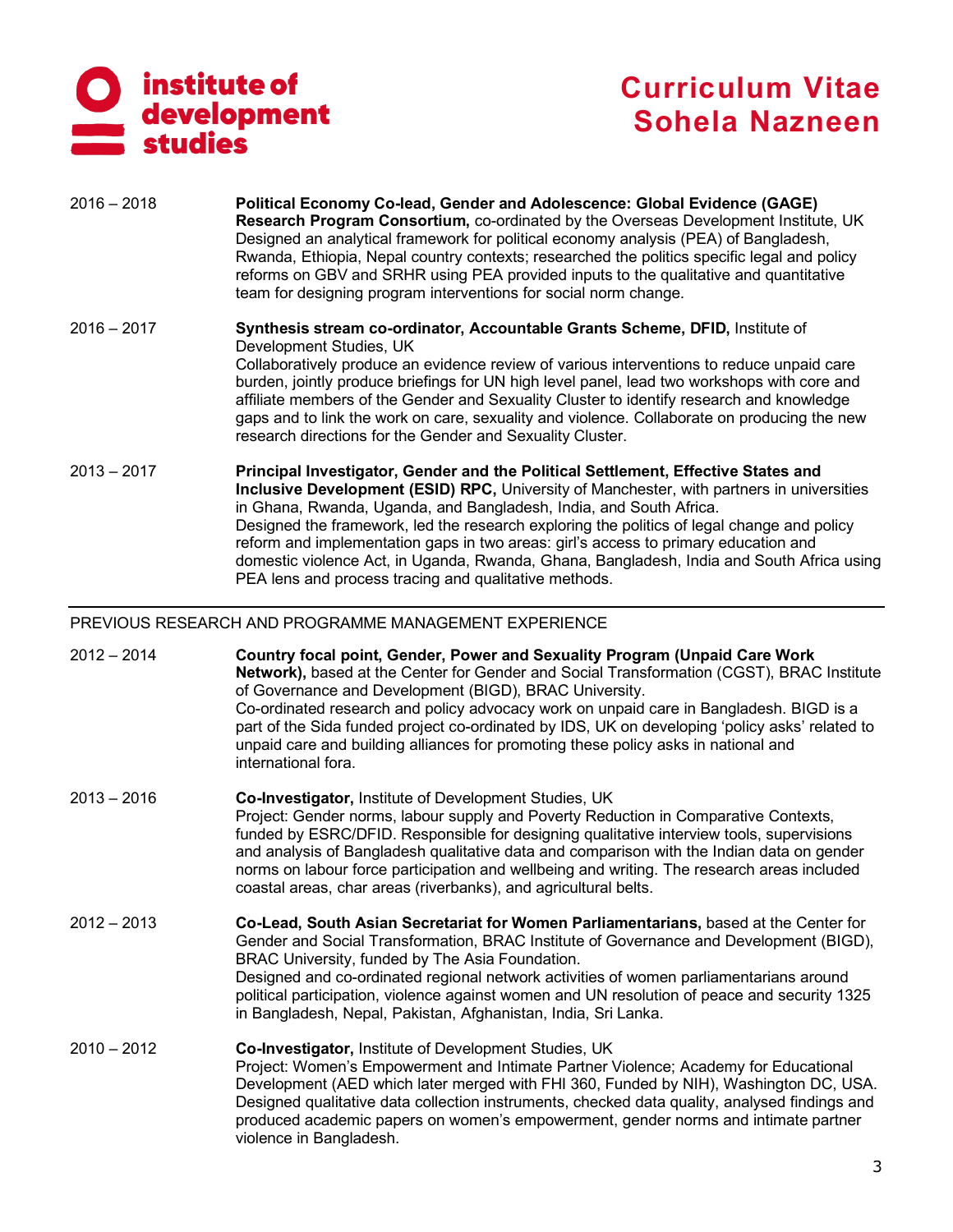**2016 – 2018** **Political Economy Co-lead, Gender and Adolescence: Global Evidence (GAGE) Research Program Consortium,** co-ordinated by the Overseas Development Institute, UK
Designed an analytical framework for political economy analysis (PEA) of Bangladesh, Rwanda, Ethiopia, Nepal country contexts; researched the politics specific legal and policy reforms on GBV and SRHR using PEA provided inputs to the qualitative and quantitative team for designing program interventions for social norm change.

**2016 – 2017** **Synthesis stream co-ordinator, Accountable Grants Scheme, DFID,** Institute of Development Studies, UK
Collaboratively produce an evidence review of various interventions to reduce unpaid care burden, jointly produce briefings for UN high level panel, lead two workshops with core and affiliate members of the Gender and Sexuality Cluster to identify research and knowledge gaps and to link the work on care, sexuality and violence. Collaborate on producing the new research directions for the Gender and Sexuality Cluster.

**2013 – 2017** **Principal Investigator, Gender and the Political Settlement, Effective States and Inclusive Development (ESID) RPC,** University of Manchester, with partners in universities in Ghana, Rwanda, Uganda, and Bangladesh, India, and South Africa.
Designed the framework, led the research exploring the politics of legal change and policy reform and implementation gaps in two areas: girl's access to primary education and domestic violence Act, in Uganda, Rwanda, Ghana, Bangladesh, India and South Africa using PEA lens and process tracing and qualitative methods.

---

## PREVIOUS RESEARCH AND PROGRAMME MANAGEMENT EXPERIENCE

**2012 – 2014** **Country focal point, Gender, Power and Sexuality Program (Unpaid Care Work Network),** based at the Center for Gender and Social Transformation (CGST), BRAC Institute of Governance and Development (BIGD), BRAC University.
Co-ordinated research and policy advocacy work on unpaid care in Bangladesh. BIGD is a part of the Sida funded project co-ordinated by IDS, UK on developing 'policy asks' related to unpaid care and building alliances for promoting these policy asks in national and international fora.

**2013 – 2016** **Co-Investigator,** Institute of Development Studies, UK
Project: Gender norms, labour supply and Poverty Reduction in Comparative Contexts, funded by ESRC/DFID. Responsible for designing qualitative interview tools, supervisions and analysis of Bangladesh qualitative data and comparison with the Indian data on gender norms on labour force participation and wellbeing and writing. The research areas included coastal areas, char areas (riverbanks), and agricultural belts.

**2012 – 2013** **Co-Lead, South Asian Secretariat for Women Parliamentarians,** based at the Center for Gender and Social Transformation, BRAC Institute of Governance and Development (BIGD), BRAC University, funded by The Asia Foundation.
Designed and co-ordinated regional network activities of women parliamentarians around political participation, violence against women and UN resolution of peace and security 1325 in Bangladesh, Nepal, Pakistan, Afghanistan, India, Sri Lanka.

**2010 – 2012** **Co-Investigator,** Institute of Development Studies, UK
Project: Women's Empowerment and Intimate Partner Violence; Academy for Educational Development (AED which later merged with FHI 360, Funded by NIH), Washington DC, USA. Designed qualitative data collection instruments, checked data quality, analysed findings and produced academic papers on women's empowerment, gender norms and intimate partner violence in Bangladesh.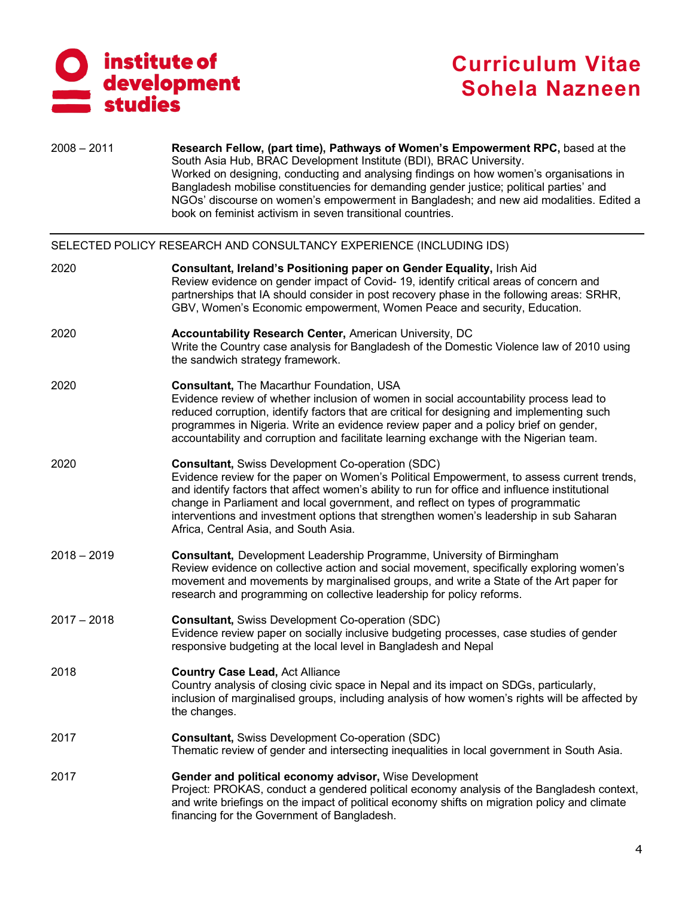2008 – 2011 **Research Fellow, (part time), Pathways of Women's Empowerment RPC,** based at the South Asia Hub, BRAC Development Institute (BDI), BRAC University.
Worked on designing, conducting and analysing findings on how women's organisations in Bangladesh mobilise constituencies for demanding gender justice; political parties' and NGOs' discourse on women's empowerment in Bangladesh; and new aid modalities. Edited a book on feminist activism in seven transitional countries.

---

SELECTED POLICY RESEARCH AND CONSULTANCY EXPERIENCE (INCLUDING IDS)

2020 **Consultant, Ireland's Positioning paper on Gender Equality,** Irish Aid
Review evidence on gender impact of Covid- 19, identify critical areas of concern and partnerships that IA should consider in post recovery phase in the following areas: SRHR, GBV, Women's Economic empowerment, Women Peace and security, Education.

2020 **Accountability Research Center,** American University, DC
Write the Country case analysis for Bangladesh of the Domestic Violence law of 2010 using the sandwich strategy framework.

2020 **Consultant,** The Macarthur Foundation, USA
Evidence review of whether inclusion of women in social accountability process lead to reduced corruption, identify factors that are critical for designing and implementing such programmes in Nigeria. Write an evidence review paper and a policy brief on gender, accountability and corruption and facilitate learning exchange with the Nigerian team.

2020 **Consultant,** Swiss Development Co-operation (SDC)
Evidence review for the paper on Women's Political Empowerment, to assess current trends, and identify factors that affect women's ability to run for office and influence institutional change in Parliament and local government, and reflect on types of programmatic interventions and investment options that strengthen women's leadership in sub Saharan Africa, Central Asia, and South Asia.

2018 – 2019 **Consultant,** Development Leadership Programme, University of Birmingham
Review evidence on collective action and social movement, specifically exploring women's movement and movements by marginalised groups, and write a State of the Art paper for research and programming on collective leadership for policy reforms.

2017 – 2018 **Consultant,** Swiss Development Co-operation (SDC)
Evidence review paper on socially inclusive budgeting processes, case studies of gender responsive budgeting at the local level in Bangladesh and Nepal

2018 **Country Case Lead,** Act Alliance
Country analysis of closing civic space in Nepal and its impact on SDGs, particularly, inclusion of marginalised groups, including analysis of how women's rights will be affected by the changes.

2017 **Consultant,** Swiss Development Co-operation (SDC)
Thematic review of gender and intersecting inequalities in local government in South Asia.

2017 **Gender and political economy advisor,** Wise Development
Project: PROKAS, conduct a gendered political economy analysis of the Bangladesh context, and write briefings on the impact of political economy shifts on migration policy and climate financing for the Government of Bangladesh.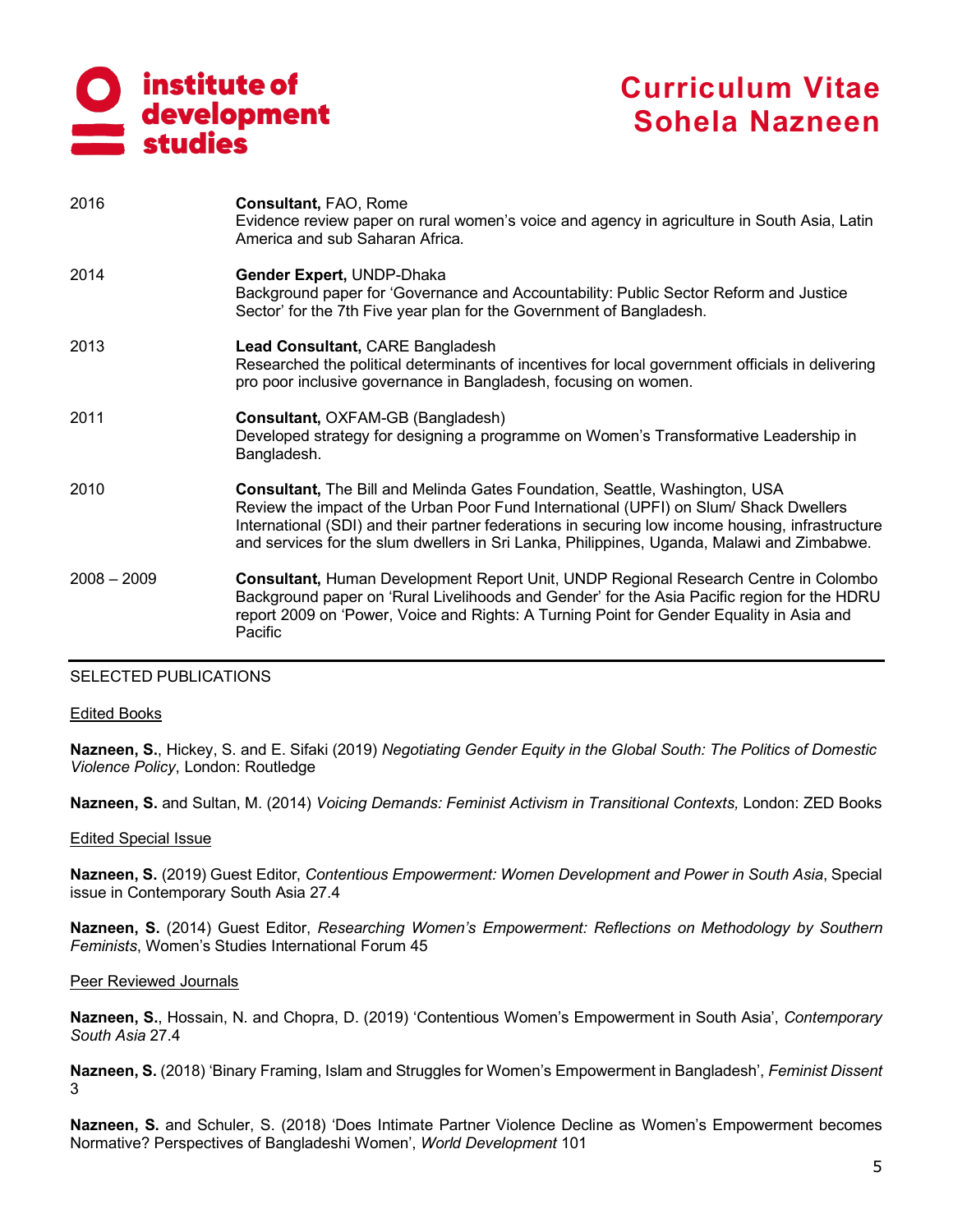| | |
|---|---|
| 2016 | **Consultant,** FAO, Rome<br>Evidence review paper on rural women's voice and agency in agriculture in South Asia, Latin America and sub Saharan Africa. |
| 2014 | **Gender Expert,** UNDP-Dhaka<br>Background paper for 'Governance and Accountability: Public Sector Reform and Justice Sector' for the 7th Five year plan for the Government of Bangladesh. |
| 2013 | **Lead Consultant,** CARE Bangladesh<br>Researched the political determinants of incentives for local government officials in delivering pro poor inclusive governance in Bangladesh, focusing on women. |
| 2011 | **Consultant,** OXFAM-GB (Bangladesh)<br>Developed strategy for designing a programme on Women's Transformative Leadership in Bangladesh. |
| 2010 | **Consultant,** The Bill and Melinda Gates Foundation, Seattle, Washington, USA<br>Review the impact of the Urban Poor Fund International (UPFI) on Slum/ Shack Dwellers International (SDI) and their partner federations in securing low income housing, infrastructure and services for the slum dwellers in Sri Lanka, Philippines, Uganda, Malawi and Zimbabwe. |
| 2008 – 2009 | **Consultant,** Human Development Report Unit, UNDP Regional Research Centre in Colombo<br>Background paper on 'Rural Livelihoods and Gender' for the Asia Pacific region for the HDRU report 2009 on 'Power, Voice and Rights: A Turning Point for Gender Equality in Asia and Pacific |

## SELECTED PUBLICATIONS

### Edited Books

**Nazneen, S.**, Hickey, S. and E. Sifaki (2019) *Negotiating Gender Equity in the Global South: The Politics of Domestic Violence Policy*, London: Routledge

**Nazneen, S.** and Sultan, M. (2014) *Voicing Demands: Feminist Activism in Transitional Contexts,* London: ZED Books

### Edited Special Issue

**Nazneen, S.** (2019) Guest Editor, *Contentious Empowerment: Women Development and Power in South Asia*, Special issue in Contemporary South Asia 27.4

**Nazneen, S.** (2014) Guest Editor, *Researching Women's Empowerment: Reflections on Methodology by Southern Feminists*, Women's Studies International Forum 45

### Peer Reviewed Journals

**Nazneen, S.**, Hossain, N. and Chopra, D. (2019) 'Contentious Women's Empowerment in South Asia', *Contemporary South Asia* 27.4

**Nazneen, S.** (2018) 'Binary Framing, Islam and Struggles for Women's Empowerment in Bangladesh', *Feminist Dissent* 3

**Nazneen, S.** and Schuler, S. (2018) 'Does Intimate Partner Violence Decline as Women's Empowerment becomes Normative? Perspectives of Bangladeshi Women', *World Development* 101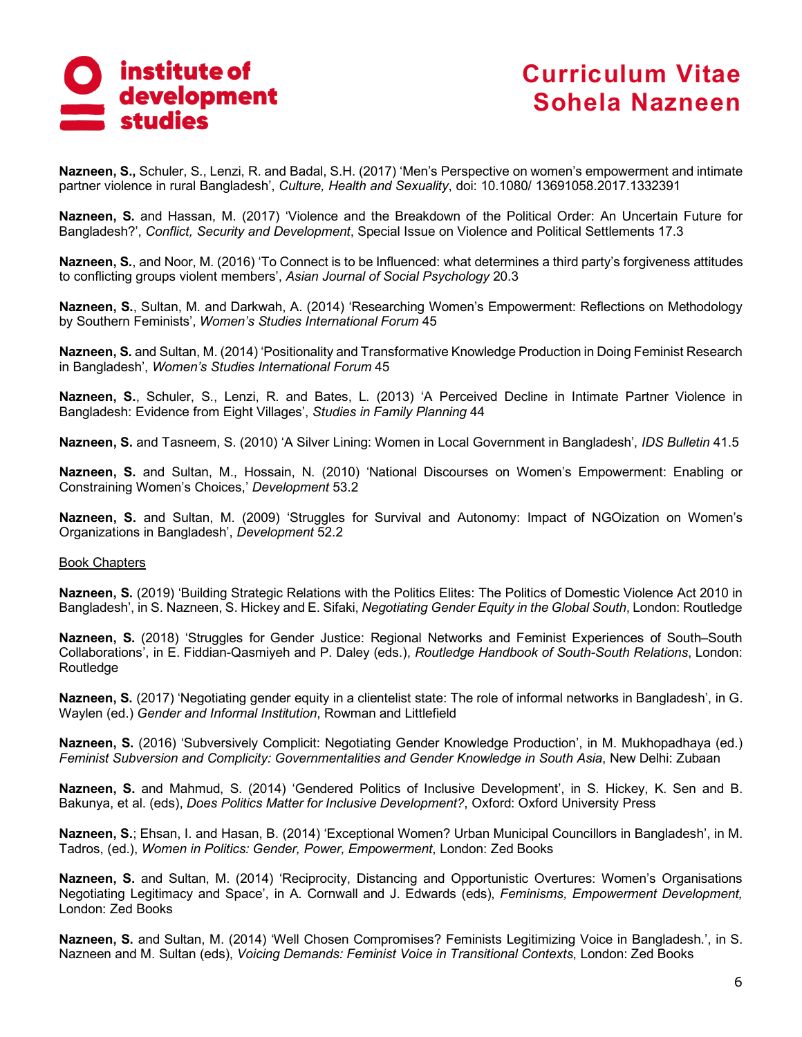**Nazneen, S.,** Schuler, S., Lenzi, R. and Badal, S.H. (2017) 'Men's Perspective on women's empowerment and intimate partner violence in rural Bangladesh', *Culture, Health and Sexuality*, doi: 10.1080/ 13691058.2017.1332391

**Nazneen, S.** and Hassan, M. (2017) 'Violence and the Breakdown of the Political Order: An Uncertain Future for Bangladesh?', *Conflict, Security and Development*, Special Issue on Violence and Political Settlements 17.3

**Nazneen, S.**, and Noor, M. (2016) 'To Connect is to be Influenced: what determines a third party's forgiveness attitudes to conflicting groups violent members', *Asian Journal of Social Psychology* 20.3

**Nazneen, S.**, Sultan, M. and Darkwah, A. (2014) 'Researching Women's Empowerment: Reflections on Methodology by Southern Feminists', *Women's Studies International Forum* 45

**Nazneen, S.** and Sultan, M. (2014) 'Positionality and Transformative Knowledge Production in Doing Feminist Research in Bangladesh', *Women's Studies International Forum* 45

**Nazneen, S.**, Schuler, S., Lenzi, R. and Bates, L. (2013) 'A Perceived Decline in Intimate Partner Violence in Bangladesh: Evidence from Eight Villages', *Studies in Family Planning* 44

**Nazneen, S.** and Tasneem, S. (2010) 'A Silver Lining: Women in Local Government in Bangladesh', *IDS Bulletin* 41.5

**Nazneen, S.** and Sultan, M., Hossain, N. (2010) 'National Discourses on Women's Empowerment: Enabling or Constraining Women's Choices,' *Development* 53.2

**Nazneen, S.** and Sultan, M. (2009) 'Struggles for Survival and Autonomy: Impact of NGOization on Women's Organizations in Bangladesh', *Development* 52.2

<u>Book Chapters</u>

**Nazneen, S.** (2019) 'Building Strategic Relations with the Politics Elites: The Politics of Domestic Violence Act 2010 in Bangladesh', in S. Nazneen, S. Hickey and E. Sifaki, *Negotiating Gender Equity in the Global South*, London: Routledge

**Nazneen, S.** (2018) 'Struggles for Gender Justice: Regional Networks and Feminist Experiences of South–South Collaborations', in E. Fiddian-Qasmiyeh and P. Daley (eds.), *Routledge Handbook of South-South Relations*, London: Routledge

**Nazneen, S.** (2017) 'Negotiating gender equity in a clientelist state: The role of informal networks in Bangladesh', in G. Waylen (ed.) *Gender and Informal Institution*, Rowman and Littlefield

**Nazneen, S.** (2016) 'Subversively Complicit: Negotiating Gender Knowledge Production', in M. Mukhopadhaya (ed.) *Feminist Subversion and Complicity: Governmentalities and Gender Knowledge in South Asia*, New Delhi: Zubaan

**Nazneen, S.** and Mahmud, S. (2014) 'Gendered Politics of Inclusive Development', in S. Hickey, K. Sen and B. Bakunya, et al. (eds), *Does Politics Matter for Inclusive Development?*, Oxford: Oxford University Press

**Nazneen, S.**; Ehsan, I. and Hasan, B. (2014) 'Exceptional Women? Urban Municipal Councillors in Bangladesh', in M. Tadros, (ed.), *Women in Politics: Gender, Power, Empowerment*, London: Zed Books

**Nazneen, S.** and Sultan, M. (2014) 'Reciprocity, Distancing and Opportunistic Overtures: Women's Organisations Negotiating Legitimacy and Space', in A. Cornwall and J. Edwards (eds), *Feminisms, Empowerment Development,* London: Zed Books

**Nazneen, S.** and Sultan, M. (2014) 'Well Chosen Compromises? Feminists Legitimizing Voice in Bangladesh.', in S. Nazneen and M. Sultan (eds), *Voicing Demands: Feminist Voice in Transitional Contexts*, London: Zed Books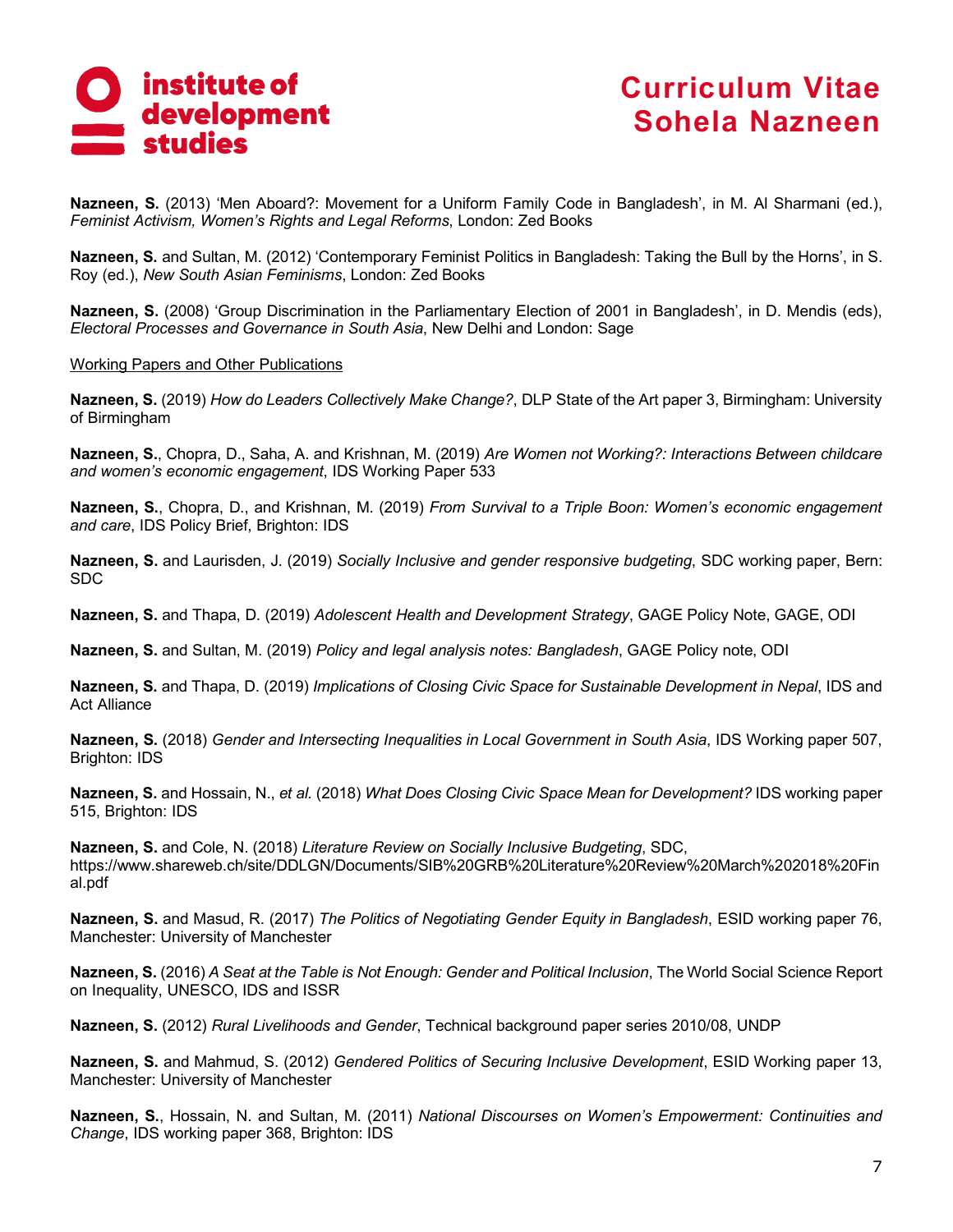**Nazneen, S.** (2013) 'Men Aboard?: Movement for a Uniform Family Code in Bangladesh', in M. Al Sharmani (ed.), *Feminist Activism, Women's Rights and Legal Reforms*, London: Zed Books

**Nazneen, S.** and Sultan, M. (2012) 'Contemporary Feminist Politics in Bangladesh: Taking the Bull by the Horns', in S. Roy (ed.), *New South Asian Feminisms*, London: Zed Books

**Nazneen, S.** (2008) 'Group Discrimination in the Parliamentary Election of 2001 in Bangladesh', in D. Mendis (eds), *Electoral Processes and Governance in South Asia*, New Delhi and London: Sage

Working Papers and Other Publications

**Nazneen, S.** (2019) *How do Leaders Collectively Make Change?*, DLP State of the Art paper 3, Birmingham: University of Birmingham

**Nazneen, S.**, Chopra, D., Saha, A. and Krishnan, M. (2019) *Are Women not Working?: Interactions Between childcare and women's economic engagement*, IDS Working Paper 533

**Nazneen, S.**, Chopra, D., and Krishnan, M. (2019) *From Survival to a Triple Boon: Women's economic engagement and care*, IDS Policy Brief, Brighton: IDS

**Nazneen, S.** and Laurisden, J. (2019) *Socially Inclusive and gender responsive budgeting*, SDC working paper, Bern: SDC

**Nazneen, S.** and Thapa, D. (2019) *Adolescent Health and Development Strategy*, GAGE Policy Note, GAGE, ODI

**Nazneen, S.** and Sultan, M. (2019) *Policy and legal analysis notes: Bangladesh*, GAGE Policy note, ODI

**Nazneen, S.** and Thapa, D. (2019) *Implications of Closing Civic Space for Sustainable Development in Nepal*, IDS and Act Alliance

**Nazneen, S.** (2018) *Gender and Intersecting Inequalities in Local Government in South Asia*, IDS Working paper 507, Brighton: IDS

**Nazneen, S.** and Hossain, N., *et al.* (2018) *What Does Closing Civic Space Mean for Development?* IDS working paper 515, Brighton: IDS

**Nazneen, S.** and Cole, N. (2018) *Literature Review on Socially Inclusive Budgeting*, SDC, https://www.shareweb.ch/site/DDLGN/Documents/SIB%20GRB%20Literature%20Review%20March%202018%20Final.pdf

**Nazneen, S.** and Masud, R. (2017) *The Politics of Negotiating Gender Equity in Bangladesh*, ESID working paper 76, Manchester: University of Manchester

**Nazneen, S.** (2016) *A Seat at the Table is Not Enough: Gender and Political Inclusion*, The World Social Science Report on Inequality, UNESCO, IDS and ISSR

**Nazneen, S.** (2012) *Rural Livelihoods and Gender*, Technical background paper series 2010/08, UNDP

**Nazneen, S.** and Mahmud, S. (2012) *Gendered Politics of Securing Inclusive Development*, ESID Working paper 13, Manchester: University of Manchester

**Nazneen, S.**, Hossain, N. and Sultan, M. (2011) *National Discourses on Women's Empowerment: Continuities and Change*, IDS working paper 368, Brighton: IDS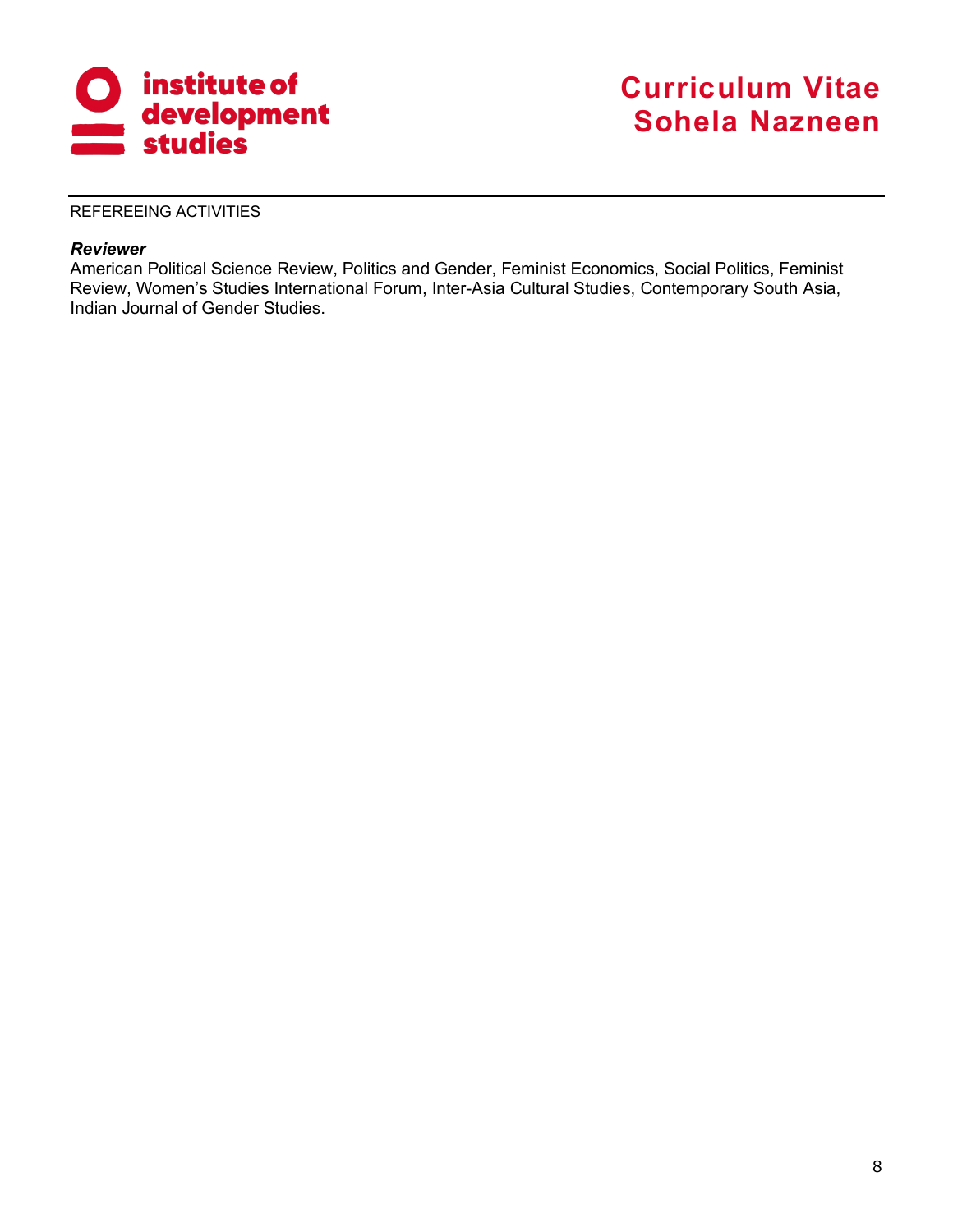REFEREEING ACTIVITIES

***Reviewer***

American Political Science Review, Politics and Gender, Feminist Economics, Social Politics, Feminist Review, Women's Studies International Forum, Inter-Asia Cultural Studies, Contemporary South Asia, Indian Journal of Gender Studies.